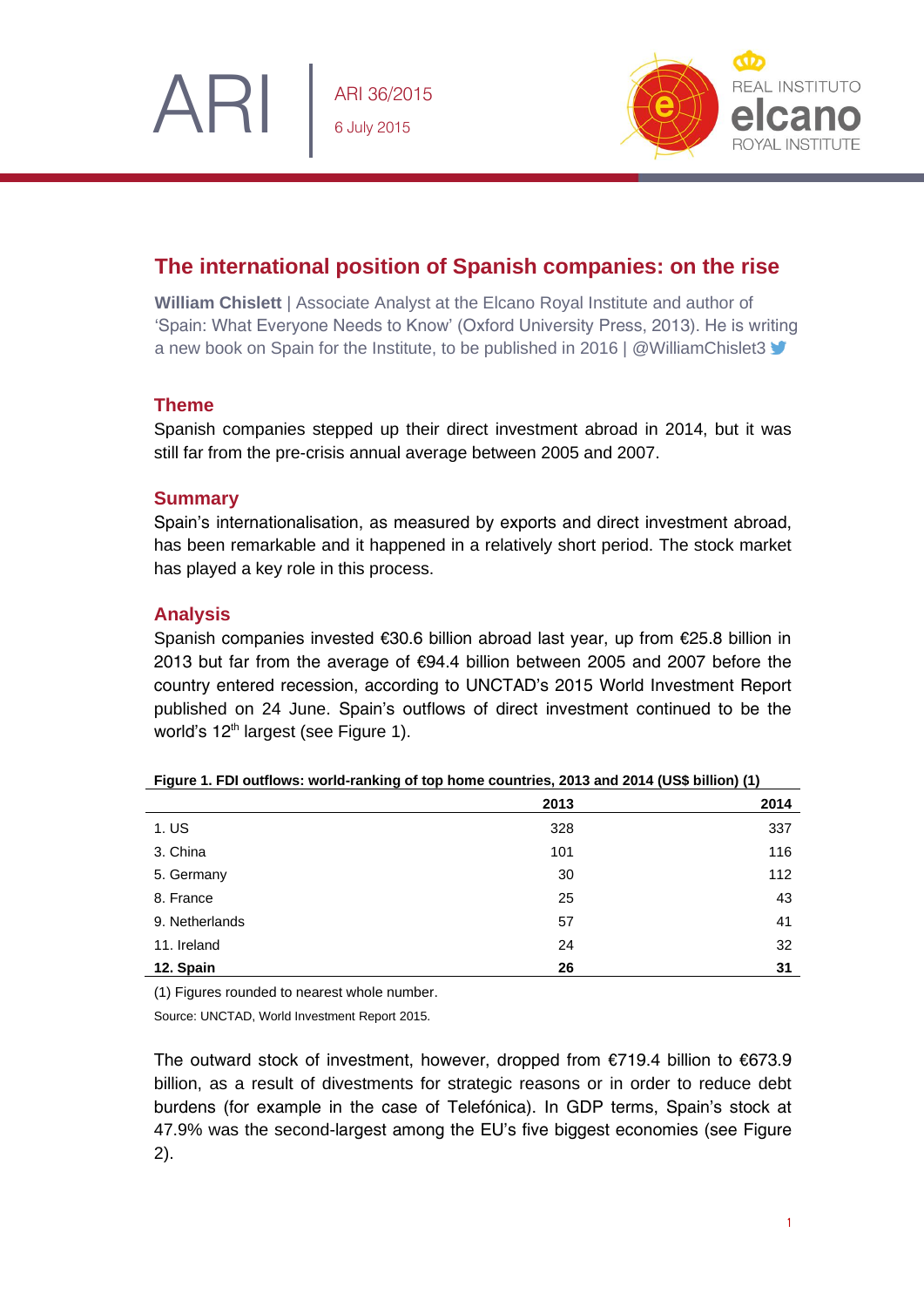ARI 36/2015
6 July 2015

# The international position of Spanish companies: on the rise

**William Chislett** | Associate Analyst at the Elcano Royal Institute and author of 'Spain: What Everyone Needs to Know' (Oxford University Press, 2013). He is writing a new book on Spain for the Institute, to be published in 2016 | @WilliamChislet3

## Theme

Spanish companies stepped up their direct investment abroad in 2014, but it was still far from the pre-crisis annual average between 2005 and 2007.

## Summary

Spain's internationalisation, as measured by exports and direct investment abroad, has been remarkable and it happened in a relatively short period. The stock market has played a key role in this process.

## Analysis

Spanish companies invested €30.6 billion abroad last year, up from €25.8 billion in 2013 but far from the average of €94.4 billion between 2005 and 2007 before the country entered recession, according to UNCTAD's 2015 World Investment Report published on 24 June. Spain's outflows of direct investment continued to be the world's 12th largest (see Figure 1).

**Figure 1. FDI outflows: world-ranking of top home countries, 2013 and 2014 (US$ billion) (1)**

| | 2013 | 2014 |
|---|---|---|
| 1. US | 328 | 337 |
| 3. China | 101 | 116 |
| 5. Germany | 30 | 112 |
| 8. France | 25 | 43 |
| 9. Netherlands | 57 | 41 |
| 11. Ireland | 24 | 32 |
| **12. Spain** | **26** | **31** |

(1) Figures rounded to nearest whole number.

Source: UNCTAD, World Investment Report 2015.

The outward stock of investment, however, dropped from €719.4 billion to €673.9 billion, as a result of divestments for strategic reasons or in order to reduce debt burdens (for example in the case of Telefónica). In GDP terms, Spain's stock at 47.9% was the second-largest among the EU's five biggest economies (see Figure 2).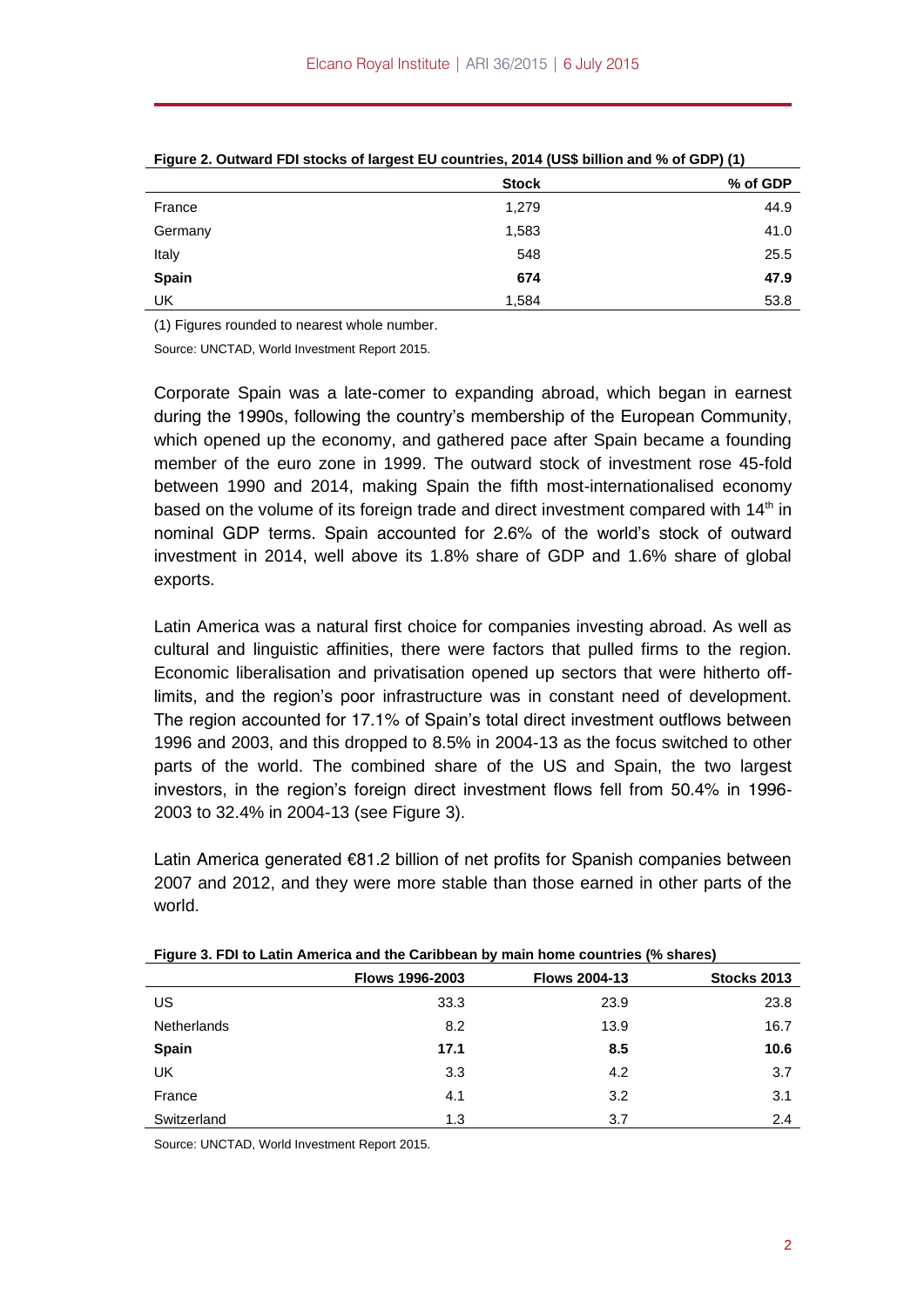**Figure 2. Outward FDI stocks of largest EU countries, 2014 (US$ billion and % of GDP) (1)**

| | Stock | % of GDP |
|---|---|---|
| France | 1,279 | 44.9 |
| Germany | 1,583 | 41.0 |
| Italy | 548 | 25.5 |
| **Spain** | **674** | **47.9** |
| UK | 1,584 | 53.8 |

(1) Figures rounded to nearest whole number.

Source: UNCTAD, World Investment Report 2015.

Corporate Spain was a late-comer to expanding abroad, which began in earnest during the 1990s, following the country's membership of the European Community, which opened up the economy, and gathered pace after Spain became a founding member of the euro zone in 1999. The outward stock of investment rose 45-fold between 1990 and 2014, making Spain the fifth most-internationalised economy based on the volume of its foreign trade and direct investment compared with 14th in nominal GDP terms. Spain accounted for 2.6% of the world's stock of outward investment in 2014, well above its 1.8% share of GDP and 1.6% share of global exports.

Latin America was a natural first choice for companies investing abroad. As well as cultural and linguistic affinities, there were factors that pulled firms to the region. Economic liberalisation and privatisation opened up sectors that were hitherto off-limits, and the region's poor infrastructure was in constant need of development. The region accounted for 17.1% of Spain's total direct investment outflows between 1996 and 2003, and this dropped to 8.5% in 2004-13 as the focus switched to other parts of the world. The combined share of the US and Spain, the two largest investors, in the region's foreign direct investment flows fell from 50.4% in 1996-2003 to 32.4% in 2004-13 (see Figure 3).

Latin America generated €81.2 billion of net profits for Spanish companies between 2007 and 2012, and they were more stable than those earned in other parts of the world.

**Figure 3. FDI to Latin America and the Caribbean by main home countries (% shares)**

| | Flows 1996-2003 | Flows 2004-13 | Stocks 2013 |
|---|---|---|---|
| US | 33.3 | 23.9 | 23.8 |
| Netherlands | 8.2 | 13.9 | 16.7 |
| **Spain** | **17.1** | **8.5** | **10.6** |
| UK | 3.3 | 4.2 | 3.7 |
| France | 4.1 | 3.2 | 3.1 |
| Switzerland | 1.3 | 3.7 | 2.4 |

Source: UNCTAD, World Investment Report 2015.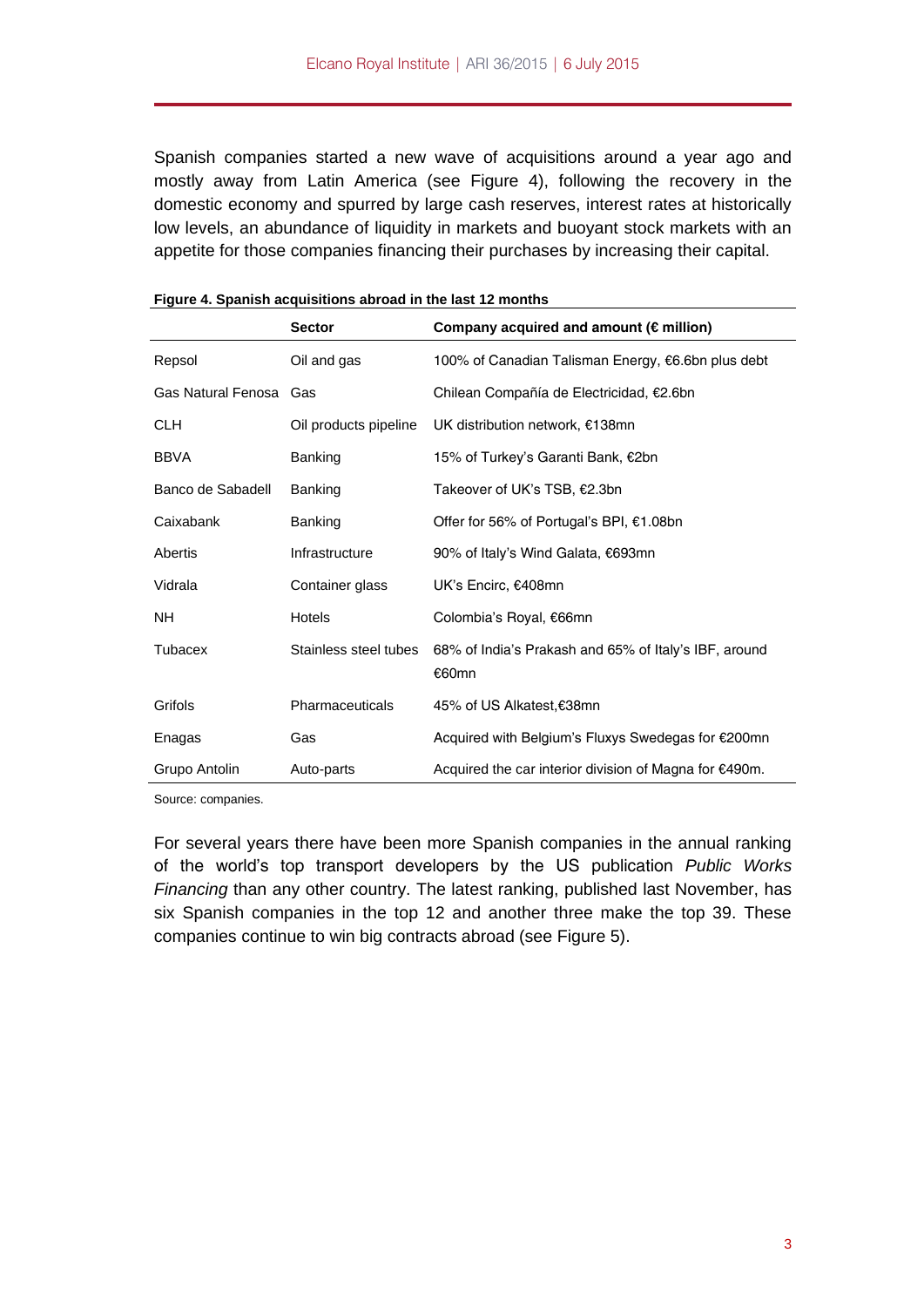Spanish companies started a new wave of acquisitions around a year ago and mostly away from Latin America (see Figure 4), following the recovery in the domestic economy and spurred by large cash reserves, interest rates at historically low levels, an abundance of liquidity in markets and buoyant stock markets with an appetite for those companies financing their purchases by increasing their capital.

**Figure 4. Spanish acquisitions abroad in the last 12 months**

| | Sector | Company acquired and amount (€ million) |
|---|---|---|
| Repsol | Oil and gas | 100% of Canadian Talisman Energy, €6.6bn plus debt |
| Gas Natural Fenosa | Gas | Chilean Compañía de Electricidad, €2.6bn |
| CLH | Oil products pipeline | UK distribution network, €138mn |
| BBVA | Banking | 15% of Turkey's Garanti Bank, €2bn |
| Banco de Sabadell | Banking | Takeover of UK's TSB, €2.3bn |
| Caixabank | Banking | Offer for 56% of Portugal's BPI, €1.08bn |
| Abertis | Infrastructure | 90% of Italy's Wind Galata, €693mn |
| Vidrala | Container glass | UK's Encirc, €408mn |
| NH | Hotels | Colombia's Royal, €66mn |
| Tubacex | Stainless steel tubes | 68% of India's Prakash and 65% of Italy's IBF, around €60mn |
| Grifols | Pharmaceuticals | 45% of US Alkatest,€38mn |
| Enagas | Gas | Acquired with Belgium's Fluxys Swedegas for €200mn |
| Grupo Antolin | Auto-parts | Acquired the car interior division of Magna for €490m. |

Source: companies.

For several years there have been more Spanish companies in the annual ranking of the world's top transport developers by the US publication *Public Works Financing* than any other country. The latest ranking, published last November, has six Spanish companies in the top 12 and another three make the top 39. These companies continue to win big contracts abroad (see Figure 5).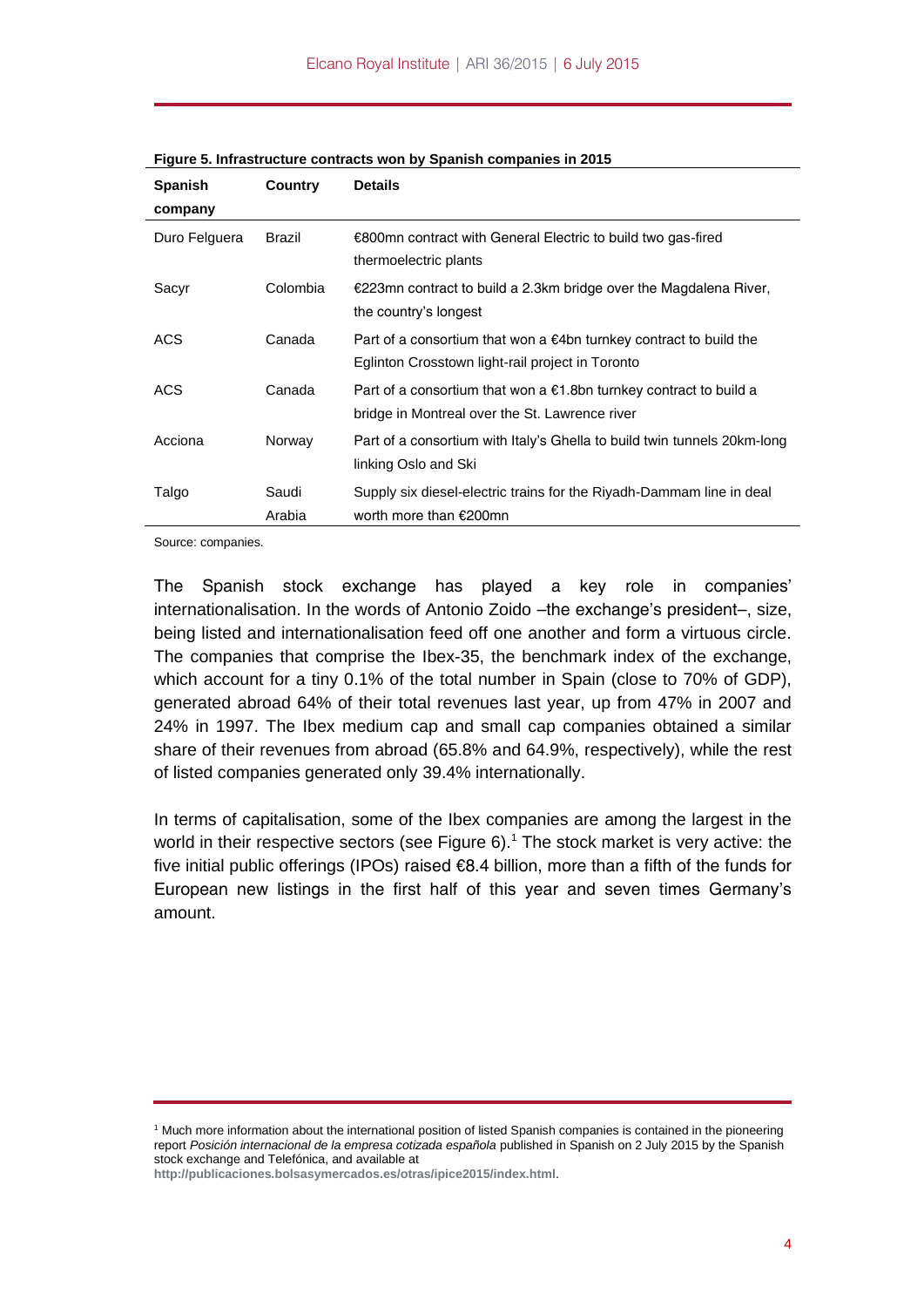**Figure 5. Infrastructure contracts won by Spanish companies in 2015**

| Spanish company | Country | Details |
|---|---|---|
| Duro Felguera | Brazil | €800mn contract with General Electric to build two gas-fired thermoelectric plants |
| Sacyr | Colombia | €223mn contract to build a 2.3km bridge over the Magdalena River, the country's longest |
| ACS | Canada | Part of a consortium that won a €4bn turnkey contract to build the Eglinton Crosstown light-rail project in Toronto |
| ACS | Canada | Part of a consortium that won a €1.8bn turnkey contract to build a bridge in Montreal over the St. Lawrence river |
| Acciona | Norway | Part of a consortium with Italy's Ghella to build twin tunnels 20km-long linking Oslo and Ski |
| Talgo | Saudi Arabia | Supply six diesel-electric trains for the Riyadh-Dammam line in deal worth more than €200mn |

Source: companies.

The Spanish stock exchange has played a key role in companies' internationalisation. In the words of Antonio Zoido –the exchange's president–, size, being listed and internationalisation feed off one another and form a virtuous circle. The companies that comprise the Ibex-35, the benchmark index of the exchange, which account for a tiny 0.1% of the total number in Spain (close to 70% of GDP), generated abroad 64% of their total revenues last year, up from 47% in 2007 and 24% in 1997. The Ibex medium cap and small cap companies obtained a similar share of their revenues from abroad (65.8% and 64.9%, respectively), while the rest of listed companies generated only 39.4% internationally.

In terms of capitalisation, some of the Ibex companies are among the largest in the world in their respective sectors (see Figure 6).[1] The stock market is very active: the five initial public offerings (IPOs) raised €8.4 billion, more than a fifth of the funds for European new listings in the first half of this year and seven times Germany's amount.

[1] Much more information about the international position of listed Spanish companies is contained in the pioneering report *Posición internacional de la empresa cotizada española* published in Spanish on 2 July 2015 by the Spanish stock exchange and Telefónica, and available at **http://publicaciones.bolsasymercados.es/otras/ipice2015/index.html**.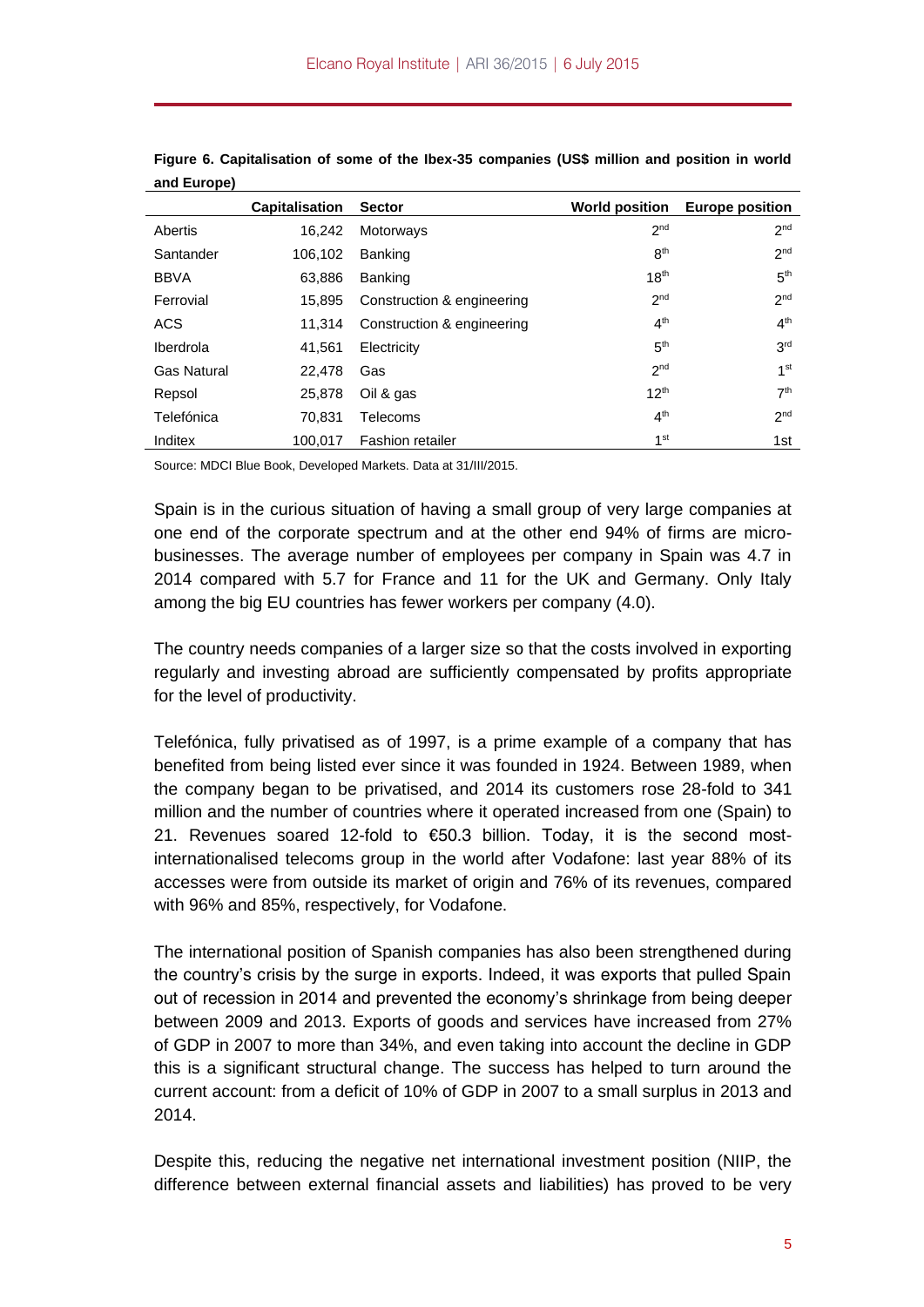**Figure 6. Capitalisation of some of the Ibex-35 companies (US$ million and position in world and Europe)**

| | Capitalisation | Sector | World position | Europe position |
|---|---|---|---|---|
| Abertis | 16,242 | Motorways | 2nd | 2nd |
| Santander | 106,102 | Banking | 8th | 2nd |
| BBVA | 63,886 | Banking | 18th | 5th |
| Ferrovial | 15,895 | Construction & engineering | 2nd | 2nd |
| ACS | 11,314 | Construction & engineering | 4th | 4th |
| Iberdrola | 41,561 | Electricity | 5th | 3rd |
| Gas Natural | 22,478 | Gas | 2nd | 1st |
| Repsol | 25,878 | Oil & gas | 12th | 7th |
| Telefónica | 70,831 | Telecoms | 4th | 2nd |
| Inditex | 100,017 | Fashion retailer | 1st | 1st |

Source: MDCI Blue Book, Developed Markets. Data at 31/III/2015.

Spain is in the curious situation of having a small group of very large companies at one end of the corporate spectrum and at the other end 94% of firms are micro-businesses. The average number of employees per company in Spain was 4.7 in 2014 compared with 5.7 for France and 11 for the UK and Germany. Only Italy among the big EU countries has fewer workers per company (4.0).

The country needs companies of a larger size so that the costs involved in exporting regularly and investing abroad are sufficiently compensated by profits appropriate for the level of productivity.

Telefónica, fully privatised as of 1997, is a prime example of a company that has benefited from being listed ever since it was founded in 1924. Between 1989, when the company began to be privatised, and 2014 its customers rose 28-fold to 341 million and the number of countries where it operated increased from one (Spain) to 21. Revenues soared 12-fold to €50.3 billion. Today, it is the second most-internationalised telecoms group in the world after Vodafone: last year 88% of its accesses were from outside its market of origin and 76% of its revenues, compared with 96% and 85%, respectively, for Vodafone.

The international position of Spanish companies has also been strengthened during the country's crisis by the surge in exports. Indeed, it was exports that pulled Spain out of recession in 2014 and prevented the economy's shrinkage from being deeper between 2009 and 2013. Exports of goods and services have increased from 27% of GDP in 2007 to more than 34%, and even taking into account the decline in GDP this is a significant structural change. The success has helped to turn around the current account: from a deficit of 10% of GDP in 2007 to a small surplus in 2013 and 2014.

Despite this, reducing the negative net international investment position (NIIP, the difference between external financial assets and liabilities) has proved to be very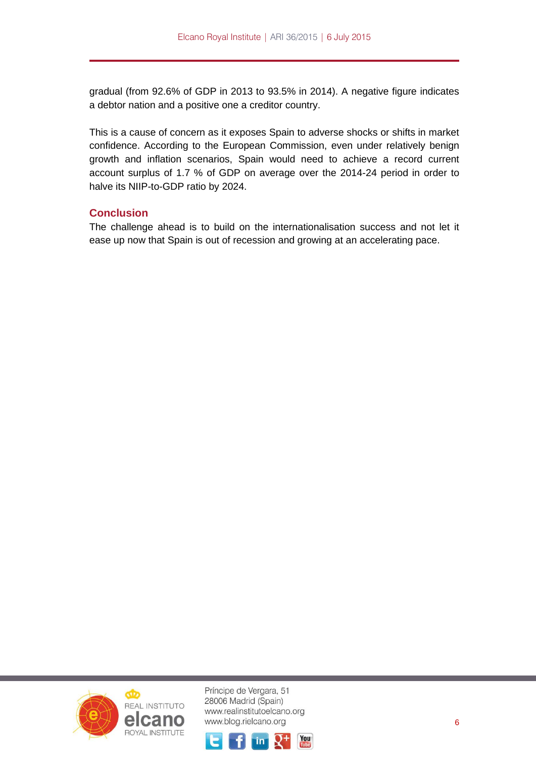gradual (from 92.6% of GDP in 2013 to 93.5% in 2014). A negative figure indicates a debtor nation and a positive one a creditor country.

This is a cause of concern as it exposes Spain to adverse shocks or shifts in market confidence. According to the European Commission, even under relatively benign growth and inflation scenarios, Spain would need to achieve a record current account surplus of 1.7 % of GDP on average over the 2014-24 period in order to halve its NIIP-to-GDP ratio by 2024.

## Conclusion

The challenge ahead is to build on the internationalisation success and not let it ease up now that Spain is out of recession and growing at an accelerating pace.